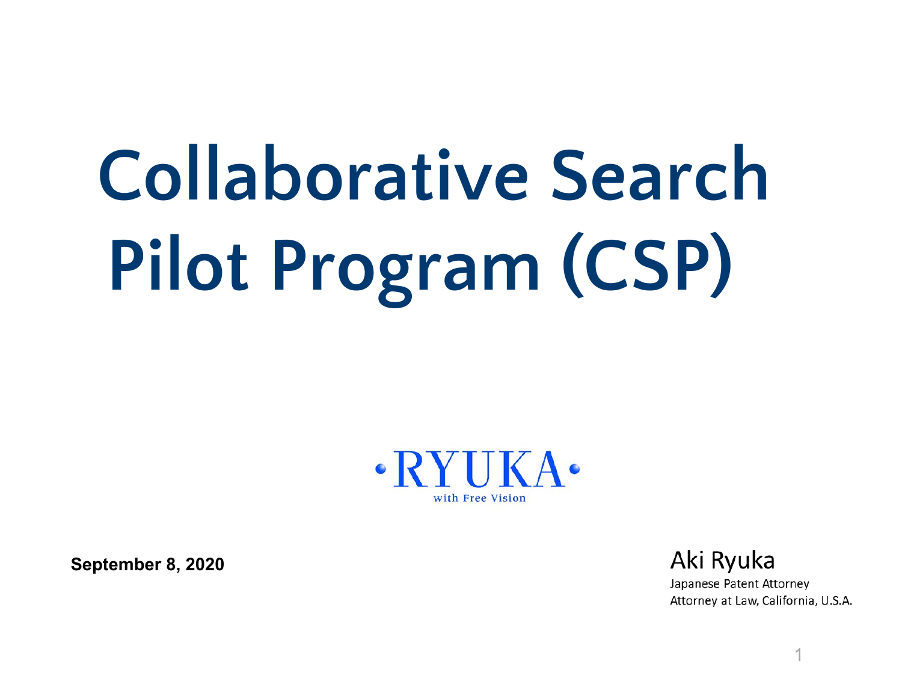# Collaborative Search Pilot Program (CSP)

•RYUKA•

with Free Vision

**September 8, 2020**

Aki Ryuka

Japanese Patent Attorney

Attorney at Law, California, U.S.A.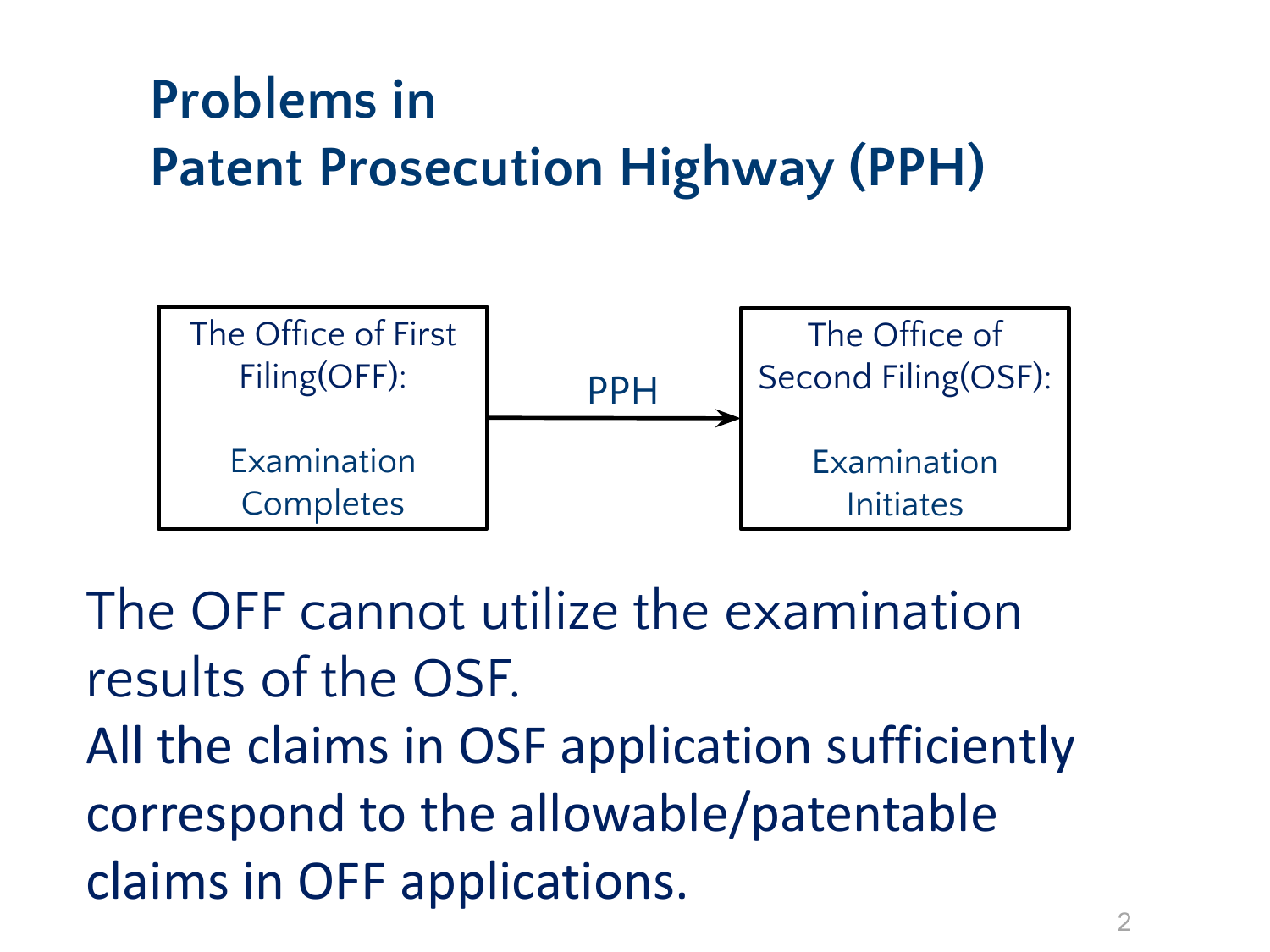# Problems in Patent Prosecution Highway (PPH)

The Office of First Filing(OFF):

Examination Completes

→ PPH →

The Office of Second Filing(OSF):

Examination Initiates

The OFF cannot utilize the examination results of the OSF.

All the claims in OSF application sufficiently correspond to the allowable/patentable claims in OFF applications.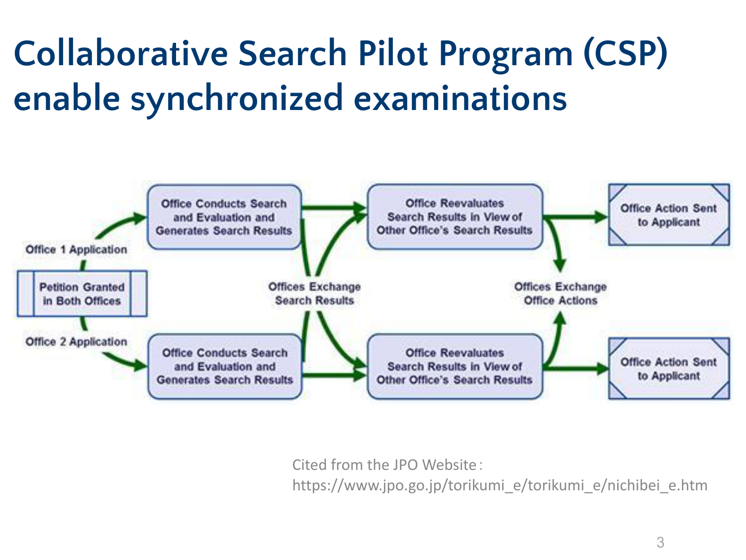# Collaborative Search Pilot Program (CSP) enable synchronized examinations

Petition Granted in Both Offices

Office 1 Application

Office 2 Application

Office Conducts Search and Evaluation and Generates Search Results

Office Conducts Search and Evaluation and Generates Search Results

Offices Exchange Search Results

Office Reevaluates Search Results in View of Other Office's Search Results

Office Reevaluates Search Results in View of Other Office's Search Results

Offices Exchange Office Actions

Office Action Sent to Applicant

Office Action Sent to Applicant

Cited from the JPO Website : https://www.jpo.go.jp/torikumi_e/torikumi_e/nichibei_e.htm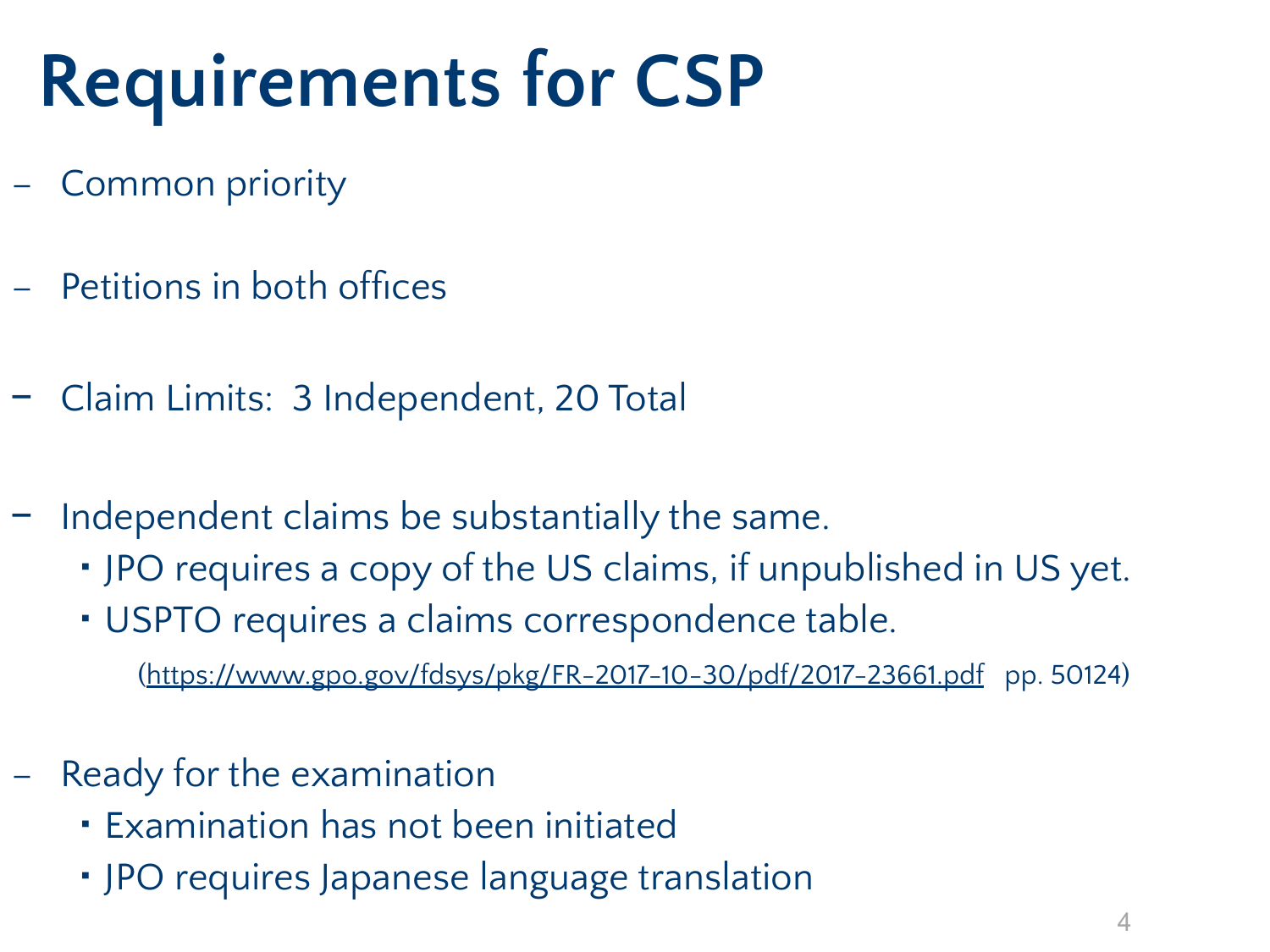# Requirements for CSP

- Common priority
- Petitions in both offices
- Claim Limits: 3 Independent, 20 Total
- Independent claims be substantially the same.
  - JPO requires a copy of the US claims, if unpublished in US yet.
  - USPTO requires a claims correspondence table.

    (https://www.gpo.gov/fdsys/pkg/FR-2017-10-30/pdf/2017-23661.pdf pp. 50124)
- Ready for the examination
  - Examination has not been initiated
  - JPO requires Japanese language translation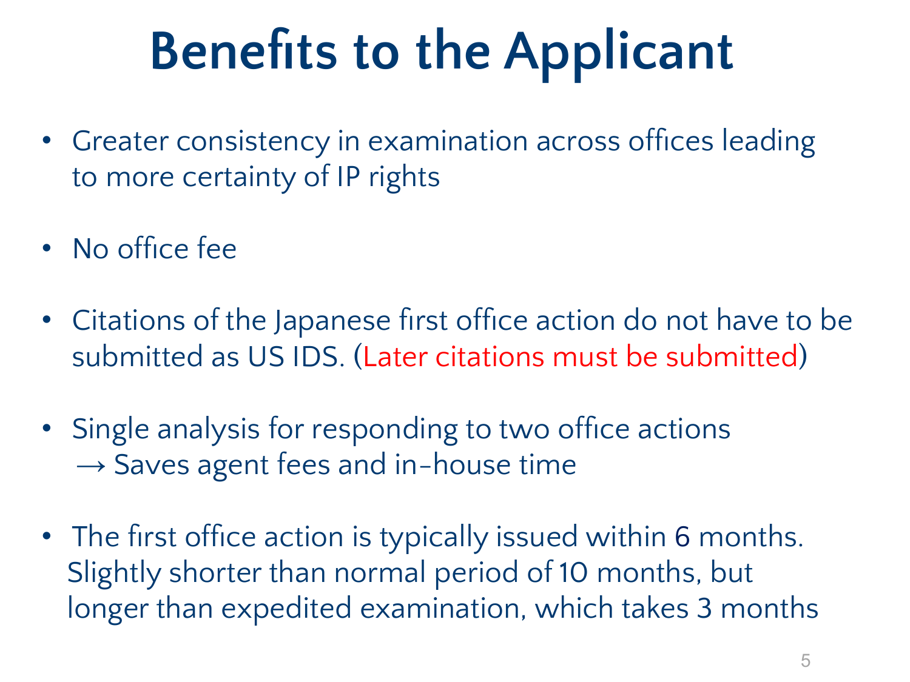# Benefits to the Applicant

- Greater consistency in examination across offices leading to more certainty of IP rights
- No office fee
- Citations of the Japanese first office action do not have to be submitted as US IDS. (Later citations must be submitted)
- Single analysis for responding to two office actions
  → Saves agent fees and in-house time
- The first office action is typically issued within 6 months. Slightly shorter than normal period of 10 months, but longer than expedited examination, which takes 3 months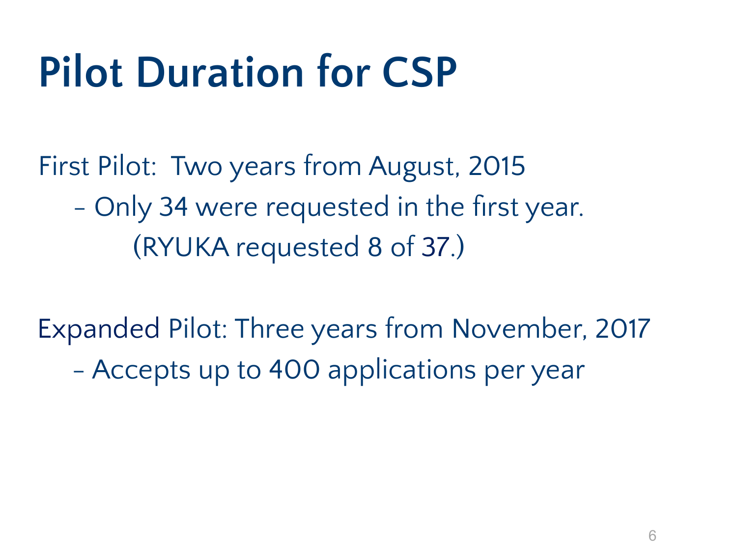# Pilot Duration for CSP

First Pilot: Two years from August, 2015

- Only 34 were requested in the first year.
  (RYUKA requested 8 of 37.)

Expanded Pilot: Three years from November, 2017

- Accepts up to 400 applications per year